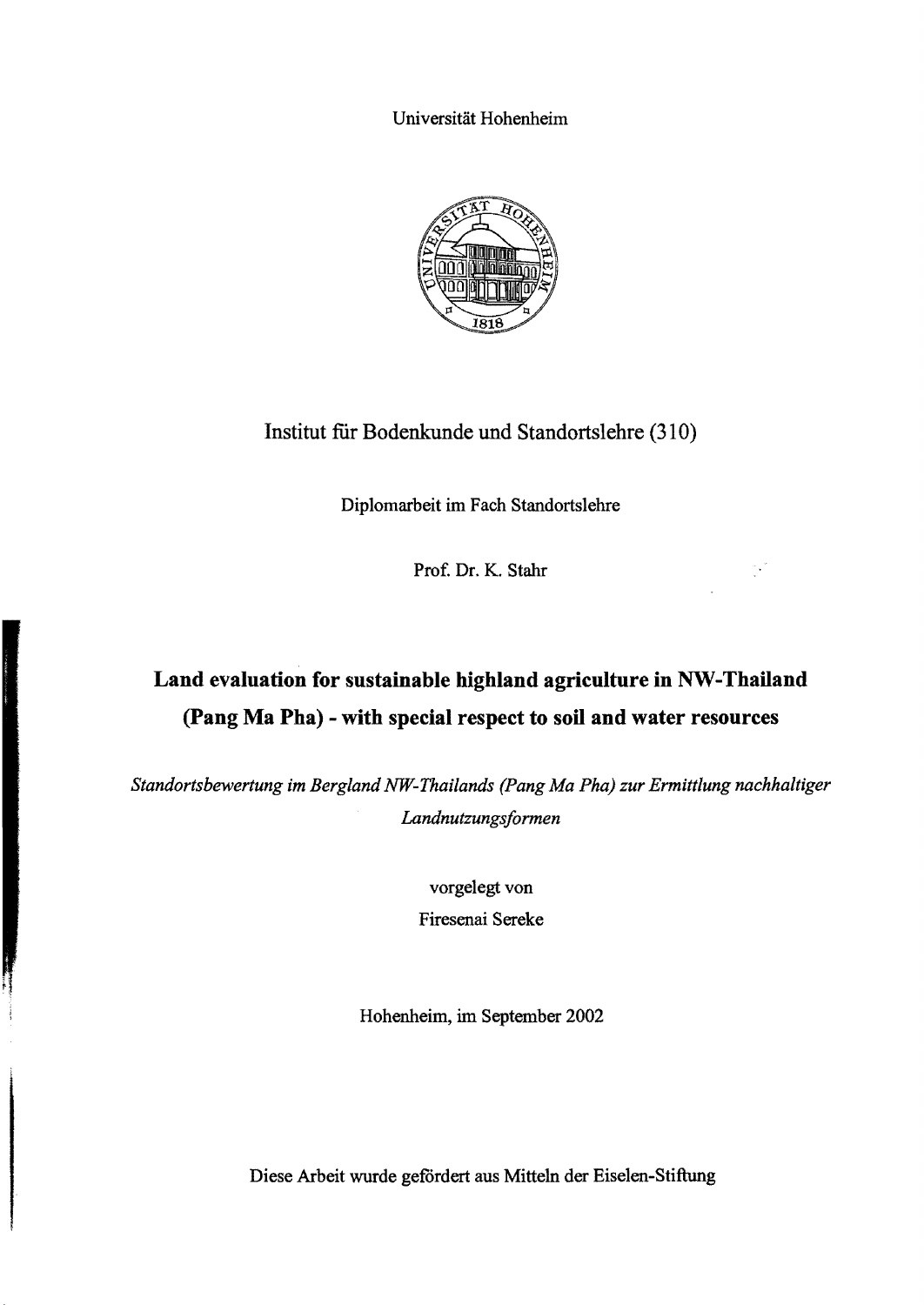Universität Hohenheim

Institut für Bodenkunde und Standortslehre (310)

Diplomarbeit im Fach Standortslehre

Prof. Dr. K. Stahr

# Land evaluation for sustainable highland agriculture in NW-Thailand (Pang Ma Pha) - with special respect to soil and water resources

*Standortsbewertung im Bergland NW-Thailands (Pang Ma Pha) zur Ermittlung nachhaltiger Landnutzungsformen*

vorgelegt von

Firesenai Sereke

Hohenheim, im September 2002

Diese Arbeit wurde gefördert aus Mitteln der Eiselen-Stiftung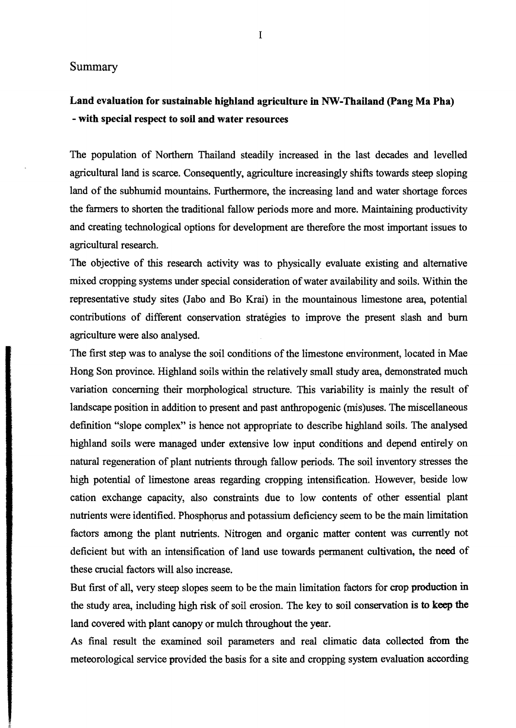## Summary

**Land evaluation for sustainable highland agriculture in NW-Thailand (Pang Ma Pha) - with special respect to soil and water resources**

The population of Northern Thailand steadily increased in the last decades and levelled agricultural land is scarce. Consequently, agriculture increasingly shifts towards steep sloping land of the subhumid mountains. Furthermore, the increasing land and water shortage forces the farmers to shorten the traditional fallow periods more and more. Maintaining productivity and creating technological options for development are therefore the most important issues to agricultural research.

The objective of this research activity was to physically evaluate existing and alternative mixed cropping systems under special consideration of water availability and soils. Within the representative study sites (Jabo and Bo Krai) in the mountainous limestone area, potential contributions of different conservation strategies to improve the present slash and burn agriculture were also analysed.

The first step was to analyse the soil conditions of the limestone environment, located in Mae Hong Son province. Highland soils within the relatively small study area, demonstrated much variation concerning their morphological structure. This variability is mainly the result of landscape position in addition to present and past anthropogenic (mis)uses. The miscellaneous definition "slope complex" is hence not appropriate to describe highland soils. The analysed highland soils were managed under extensive low input conditions and depend entirely on natural regeneration of plant nutrients through fallow periods. The soil inventory stresses the high potential of limestone areas regarding cropping intensification. However, beside low cation exchange capacity, also constraints due to low contents of other essential plant nutrients were identified. Phosphorus and potassium deficiency seem to be the main limitation factors among the plant nutrients. Nitrogen and organic matter content was currently not deficient but with an intensification of land use towards permanent cultivation, the need of these crucial factors will also increase.

But first of all, very steep slopes seem to be the main limitation factors for crop production in the study area, including high risk of soil erosion. The key to soil conservation is to keep the land covered with plant canopy or mulch throughout the year.

As final result the examined soil parameters and real climatic data collected from the meteorological service provided the basis for a site and cropping system evaluation according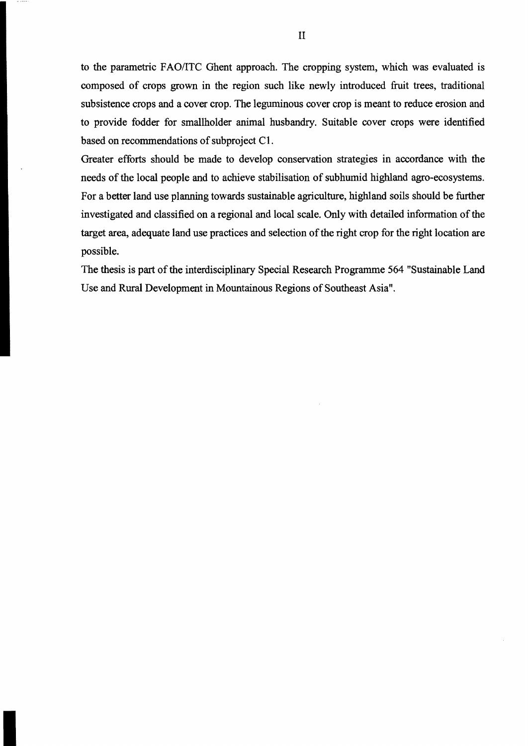to the parametric FAO/ITC Ghent approach. The cropping system, which was evaluated is composed of crops grown in the region such like newly introduced fruit trees, traditional subsistence crops and a cover crop. The leguminous cover crop is meant to reduce erosion and to provide fodder for smallholder animal husbandry. Suitable cover crops were identified based on recommendations of subproject C1.

Greater efforts should be made to develop conservation strategies in accordance with the needs of the local people and to achieve stabilisation of subhumid highland agro-ecosystems. For a better land use planning towards sustainable agriculture, highland soils should be further investigated and classified on a regional and local scale. Only with detailed information of the target area, adequate land use practices and selection of the right crop for the right location are possible.

The thesis is part of the interdisciplinary Special Research Programme 564 "Sustainable Land Use and Rural Development in Mountainous Regions of Southeast Asia".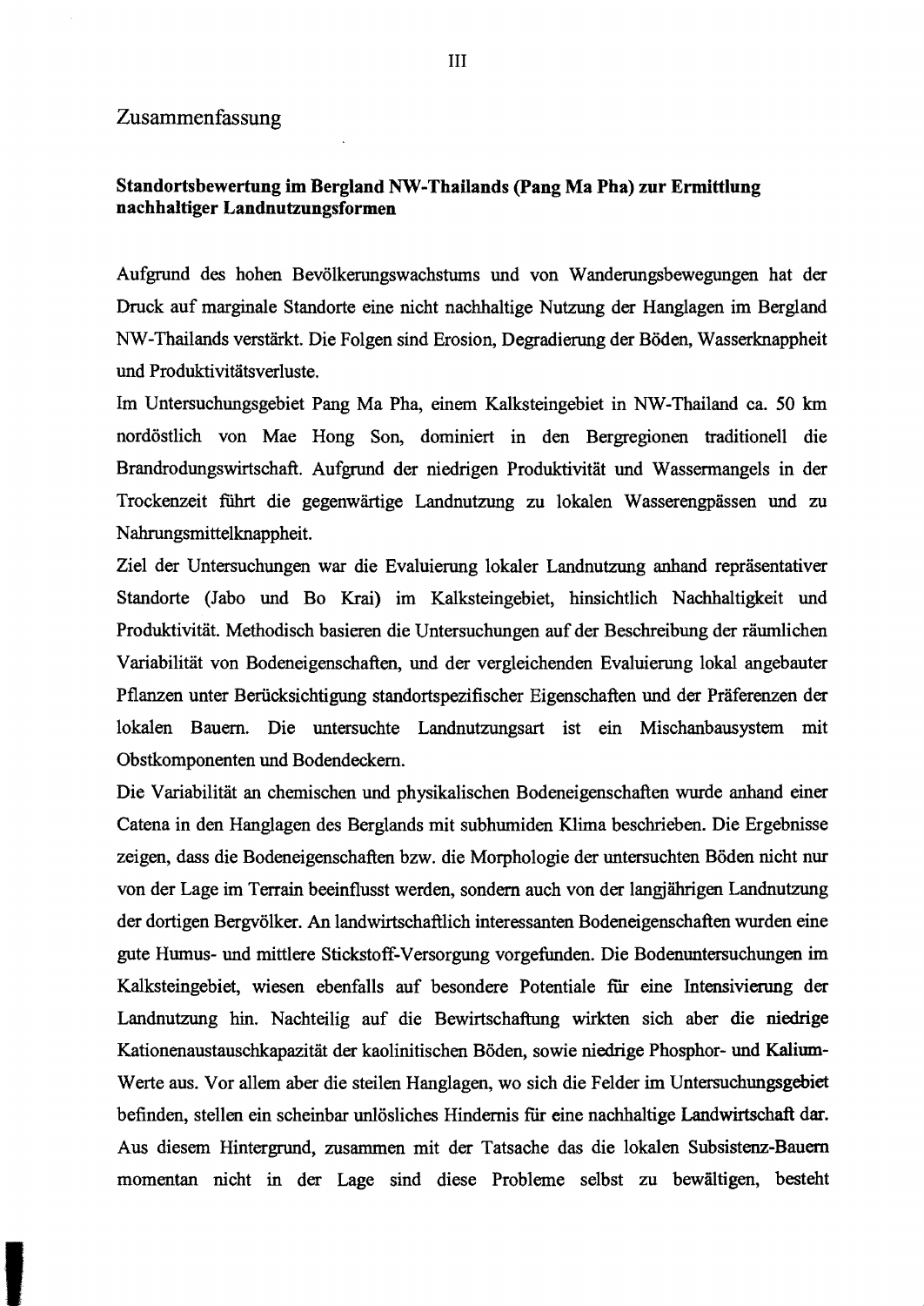## Zusammenfassung

**Standortsbewertung im Bergland NW-Thailands (Pang Ma Pha) zur Ermittlung nachhaltiger Landnutzungsformen**

Aufgrund des hohen Bevölkerungswachstums und von Wanderungsbewegungen hat der Druck auf marginale Standorte eine nicht nachhaltige Nutzung der Hanglagen im Bergland NW-Thailands verstärkt. Die Folgen sind Erosion, Degradierung der Böden, Wasserknappheit und Produktivitätsverluste.

Im Untersuchungsgebiet Pang Ma Pha, einem Kalksteingebiet in NW-Thailand ca. 50 km nordöstlich von Mae Hong Son, dominiert in den Bergregionen traditionell die Brandrodungswirtschaft. Aufgrund der niedrigen Produktivität und Wassermangels in der Trockenzeit führt die gegenwärtige Landnutzung zu lokalen Wasserengpässen und zu Nahrungsmittelknappheit.

Ziel der Untersuchungen war die Evaluierung lokaler Landnutzung anhand repräsentativer Standorte (Jabo und Bo Krai) im Kalksteingebiet, hinsichtlich Nachhaltigkeit und Produktivität. Methodisch basieren die Untersuchungen auf der Beschreibung der räumlichen Variabilität von Bodeneigenschaften, und der vergleichenden Evaluierung lokal angebauter Pflanzen unter Berücksichtigung standortspezifischer Eigenschaften und der Präferenzen der lokalen Bauern. Die untersuchte Landnutzungsart ist ein Mischanbausystem mit Obstkomponenten und Bodendeckern.

Die Variabilität an chemischen und physikalischen Bodeneigenschaften wurde anhand einer Catena in den Hanglagen des Berglands mit subhumiden Klima beschrieben. Die Ergebnisse zeigen, dass die Bodeneigenschaften bzw. die Morphologie der untersuchten Böden nicht nur von der Lage im Terrain beeinflusst werden, sondern auch von der langjährigen Landnutzung der dortigen Bergvölker. An landwirtschaftlich interessanten Bodeneigenschaften wurden eine gute Humus- und mittlere Stickstoff-Versorgung vorgefunden. Die Bodenuntersuchungen im Kalksteingebiet, wiesen ebenfalls auf besondere Potentiale für eine Intensivierung der Landnutzung hin. Nachteilig auf die Bewirtschaftung wirkten sich aber die niedrige Kationenaustauschkapazität der kaolinitischen Böden, sowie niedrige Phosphor- und Kalium-Werte aus. Vor allem aber die steilen Hanglagen, wo sich die Felder im Untersuchungsgebiet befinden, stellen ein scheinbar unlösliches Hindernis für eine nachhaltige Landwirtschaft dar. Aus diesem Hintergrund, zusammen mit der Tatsache das die lokalen Subsistenz-Bauern momentan nicht in der Lage sind diese Probleme selbst zu bewältigen, besteht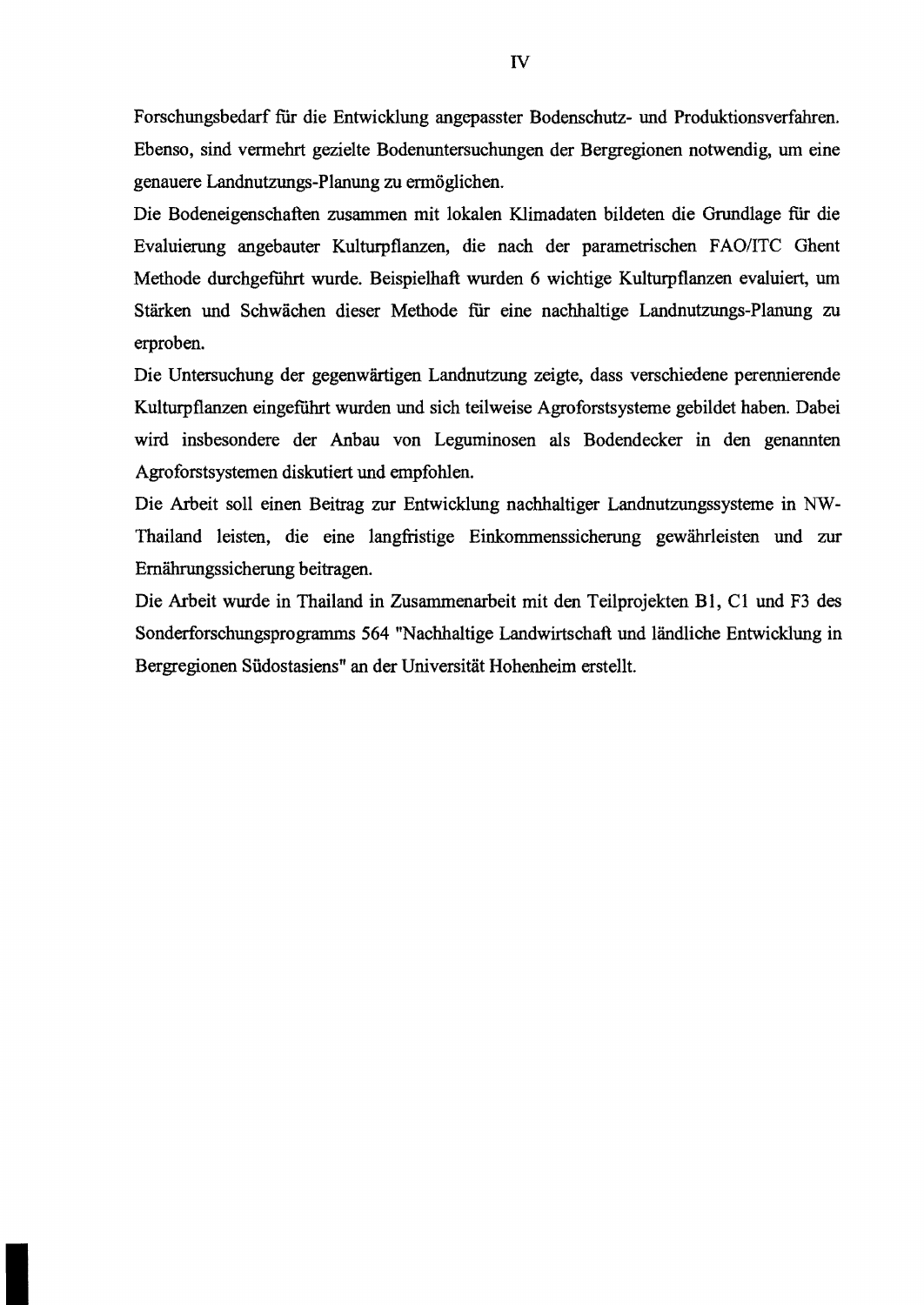Forschungsbedarf für die Entwicklung angepasster Bodenschutz- und Produktionsverfahren. Ebenso, sind vermehrt gezielte Bodenuntersuchungen der Bergregionen notwendig, um eine genauere Landnutzungs-Planung zu ermöglichen.

Die Bodeneigenschaften zusammen mit lokalen Klimadaten bildeten die Grundlage für die Evaluierung angebauter Kulturpflanzen, die nach der parametrischen FAO/ITC Ghent Methode durchgeführt wurde. Beispielhaft wurden 6 wichtige Kulturpflanzen evaluiert, um Stärken und Schwächen dieser Methode für eine nachhaltige Landnutzungs-Planung zu erproben.

Die Untersuchung der gegenwärtigen Landnutzung zeigte, dass verschiedene perennierende Kulturpflanzen eingeführt wurden und sich teilweise Agroforstsysteme gebildet haben. Dabei wird insbesondere der Anbau von Leguminosen als Bodendecker in den genannten Agroforstsystemen diskutiert und empfohlen.

Die Arbeit soll einen Beitrag zur Entwicklung nachhaltiger Landnutzungssysteme in NW-Thailand leisten, die eine langfristige Einkommenssicherung gewährleisten und zur Ernährungssicherung beitragen.

Die Arbeit wurde in Thailand in Zusammenarbeit mit den Teilprojekten B1, C1 und F3 des Sonderforschungsprogramms 564 "Nachhaltige Landwirtschaft und ländliche Entwicklung in Bergregionen Südostasiens" an der Universität Hohenheim erstellt.